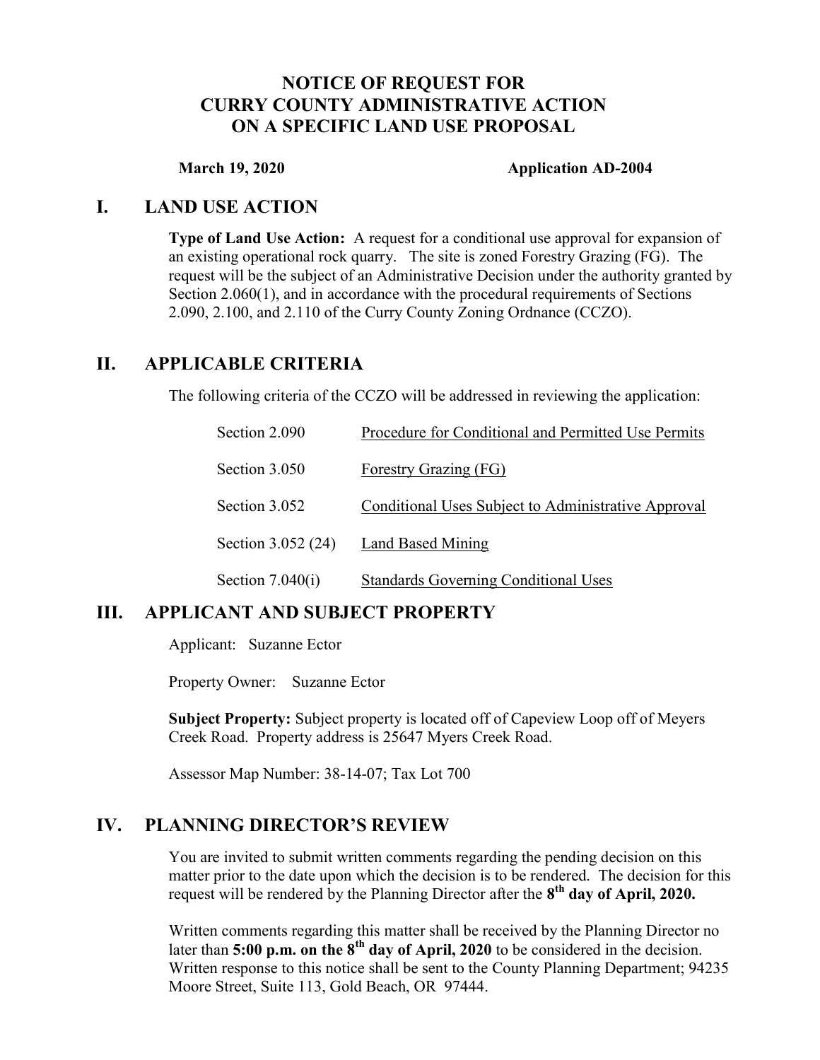# NOTICE OF REQUEST FOR CURRY COUNTY ADMINISTRATIVE ACTION ON A SPECIFIC LAND USE PROPOSAL

**March 19, 2020** **Application AD-2004**

## I. LAND USE ACTION

**Type of Land Use Action:** A request for a conditional use approval for expansion of an existing operational rock quarry. The site is zoned Forestry Grazing (FG). The request will be the subject of an Administrative Decision under the authority granted by Section 2.060(1), and in accordance with the procedural requirements of Sections 2.090, 2.100, and 2.110 of the Curry County Zoning Ordnance (CCZO).

## II. APPLICABLE CRITERIA

The following criteria of the CCZO will be addressed in reviewing the application:

| | |
|---|---|
| Section 2.090 | Procedure for Conditional and Permitted Use Permits |
| Section 3.050 | Forestry Grazing (FG) |
| Section 3.052 | Conditional Uses Subject to Administrative Approval |
| Section 3.052 (24) | Land Based Mining |
| Section 7.040(i) | Standards Governing Conditional Uses |

## III. APPLICANT AND SUBJECT PROPERTY

Applicant: Suzanne Ector

Property Owner: Suzanne Ector

**Subject Property:** Subject property is located off of Capeview Loop off of Meyers Creek Road. Property address is 25647 Myers Creek Road.

Assessor Map Number: 38-14-07; Tax Lot 700

## IV. PLANNING DIRECTOR'S REVIEW

You are invited to submit written comments regarding the pending decision on this matter prior to the date upon which the decision is to be rendered. The decision for this request will be rendered by the Planning Director after the **8th day of April, 2020.**

Written comments regarding this matter shall be received by the Planning Director no later than **5:00 p.m. on the 8th day of April, 2020** to be considered in the decision. Written response to this notice shall be sent to the County Planning Department; 94235 Moore Street, Suite 113, Gold Beach, OR 97444.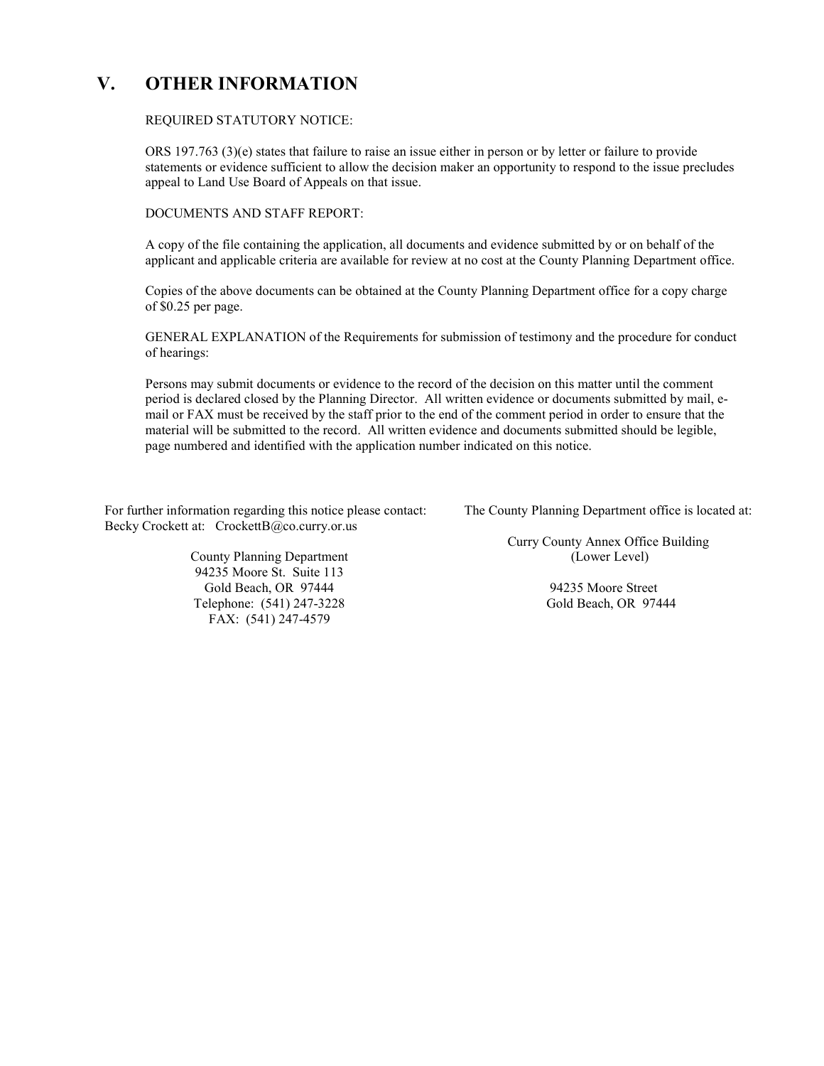## V. OTHER INFORMATION

REQUIRED STATUTORY NOTICE:

ORS 197.763 (3)(e) states that failure to raise an issue either in person or by letter or failure to provide statements or evidence sufficient to allow the decision maker an opportunity to respond to the issue precludes appeal to Land Use Board of Appeals on that issue.

DOCUMENTS AND STAFF REPORT:

A copy of the file containing the application, all documents and evidence submitted by or on behalf of the applicant and applicable criteria are available for review at no cost at the County Planning Department office.

Copies of the above documents can be obtained at the County Planning Department office for a copy charge of $0.25 per page.

GENERAL EXPLANATION of the Requirements for submission of testimony and the procedure for conduct of hearings:

Persons may submit documents or evidence to the record of the decision on this matter until the comment period is declared closed by the Planning Director. All written evidence or documents submitted by mail, e-mail or FAX must be received by the staff prior to the end of the comment period in order to ensure that the material will be submitted to the record. All written evidence and documents submitted should be legible, page numbered and identified with the application number indicated on this notice.

For further information regarding this notice please contact:
Becky Crockett at: CrockettB@co.curry.or.us

County Planning Department
94235 Moore St. Suite 113
Gold Beach, OR 97444
Telephone: (541) 247-3228
FAX: (541) 247-4579

The County Planning Department office is located at:

Curry County Annex Office Building
(Lower Level)

94235 Moore Street
Gold Beach, OR 97444